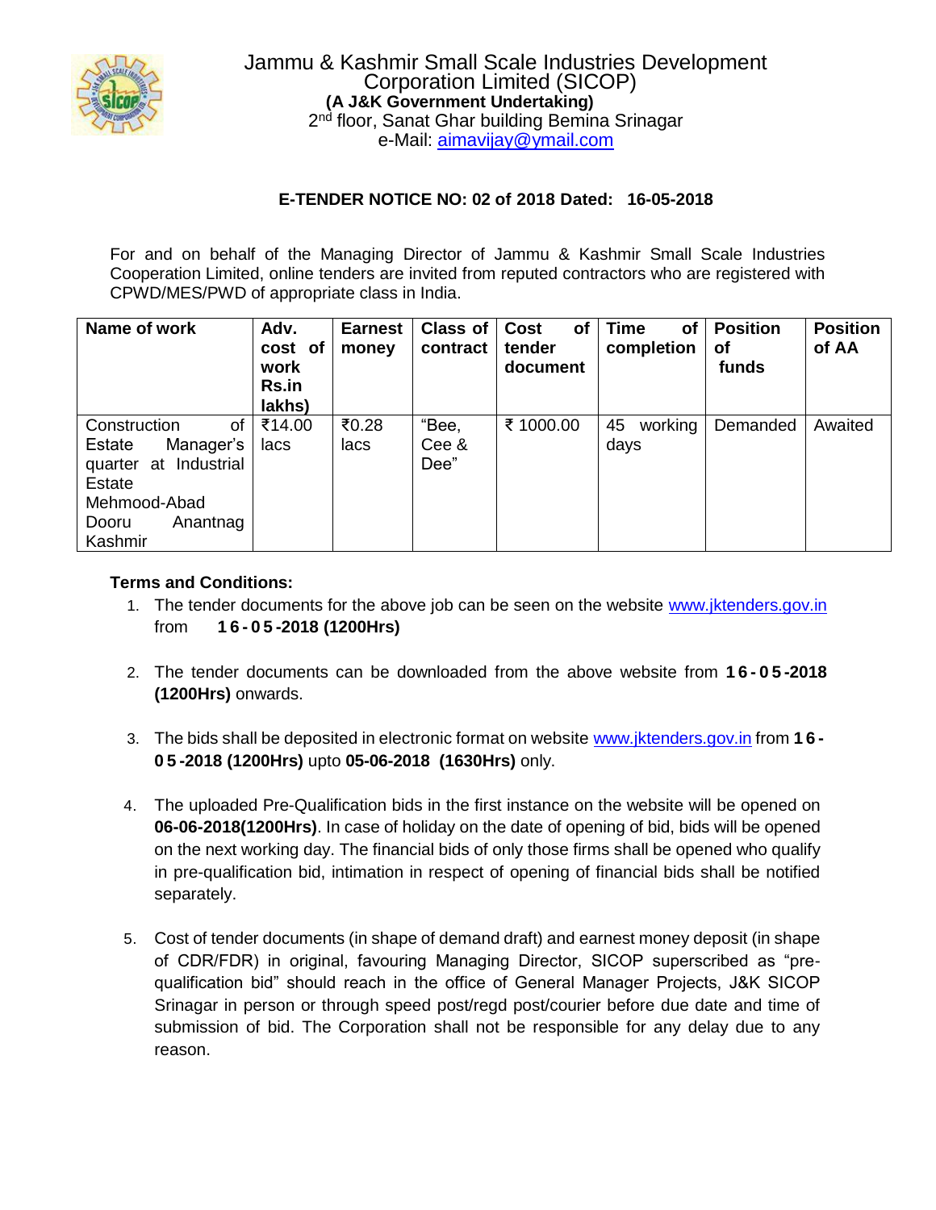# Jammu & Kashmir Small Scale Industries Development Corporation Limited (SICOP)

**(A J&K Government Undertaking)**

2nd floor, Sanat Ghar building Bemina Srinagar

e-Mail: aimavijay@ymail.com

## E-TENDER NOTICE NO: 02 of 2018 Dated: 16-05-2018

For and on behalf of the Managing Director of Jammu & Kashmir Small Scale Industries Cooperation Limited, online tenders are invited from reputed contractors who are registered with CPWD/MES/PWD of appropriate class in India.

| Name of work | Adv. cost of work Rs.in lakhs) | Earnest money | Class of contract | Cost of tender document | Time of completion | Position of funds | Position of AA |
|---|---|---|---|---|---|---|---|
| Construction of Estate Manager's quarter at Industrial Estate Mehmood-Abad Dooru Anantnag Kashmir | ₹14.00 lacs | ₹0.28 lacs | "Bee, Cee & Dee" | ₹ 1000.00 | 45 working days | Demanded | Awaited |

**Terms and Conditions:**

1. The tender documents for the above job can be seen on the website www.jktenders.gov.in from **16-05-2018 (1200Hrs)**
2. The tender documents can be downloaded from the above website from **16-05-2018 (1200Hrs)** onwards.
3. The bids shall be deposited in electronic format on website www.jktenders.gov.in from **16-05-2018 (1200Hrs)** upto **05-06-2018 (1630Hrs)** only.
4. The uploaded Pre-Qualification bids in the first instance on the website will be opened on **06-06-2018(1200Hrs)**. In case of holiday on the date of opening of bid, bids will be opened on the next working day. The financial bids of only those firms shall be opened who qualify in pre-qualification bid, intimation in respect of opening of financial bids shall be notified separately.
5. Cost of tender documents (in shape of demand draft) and earnest money deposit (in shape of CDR/FDR) in original, favouring Managing Director, SICOP superscribed as "pre-qualification bid" should reach in the office of General Manager Projects, J&K SICOP Srinagar in person or through speed post/regd post/courier before due date and time of submission of bid. The Corporation shall not be responsible for any delay due to any reason.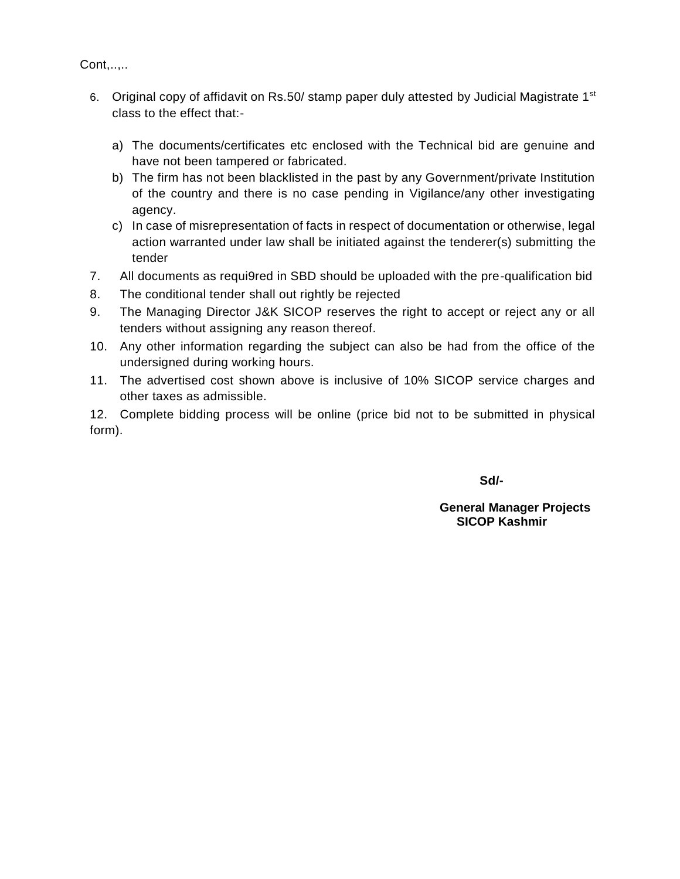Cont,..,..

6. Original copy of affidavit on Rs.50/ stamp paper duly attested by Judicial Magistrate 1st class to the effect that:-

   a) The documents/certificates etc enclosed with the Technical bid are genuine and have not been tampered or fabricated.
   b) The firm has not been blacklisted in the past by any Government/private Institution of the country and there is no case pending in Vigilance/any other investigating agency.
   c) In case of misrepresentation of facts in respect of documentation or otherwise, legal action warranted under law shall be initiated against the tenderer(s) submitting the tender

7. All documents as requi9red in SBD should be uploaded with the pre-qualification bid
8. The conditional tender shall out rightly be rejected
9. The Managing Director J&K SICOP reserves the right to accept or reject any or all tenders without assigning any reason thereof.
10. Any other information regarding the subject can also be had from the office of the undersigned during working hours.
11. The advertised cost shown above is inclusive of 10% SICOP service charges and other taxes as admissible.
12. Complete bidding process will be online (price bid not to be submitted in physical form).

**Sd/-**

**General Manager Projects**
**SICOP Kashmir**